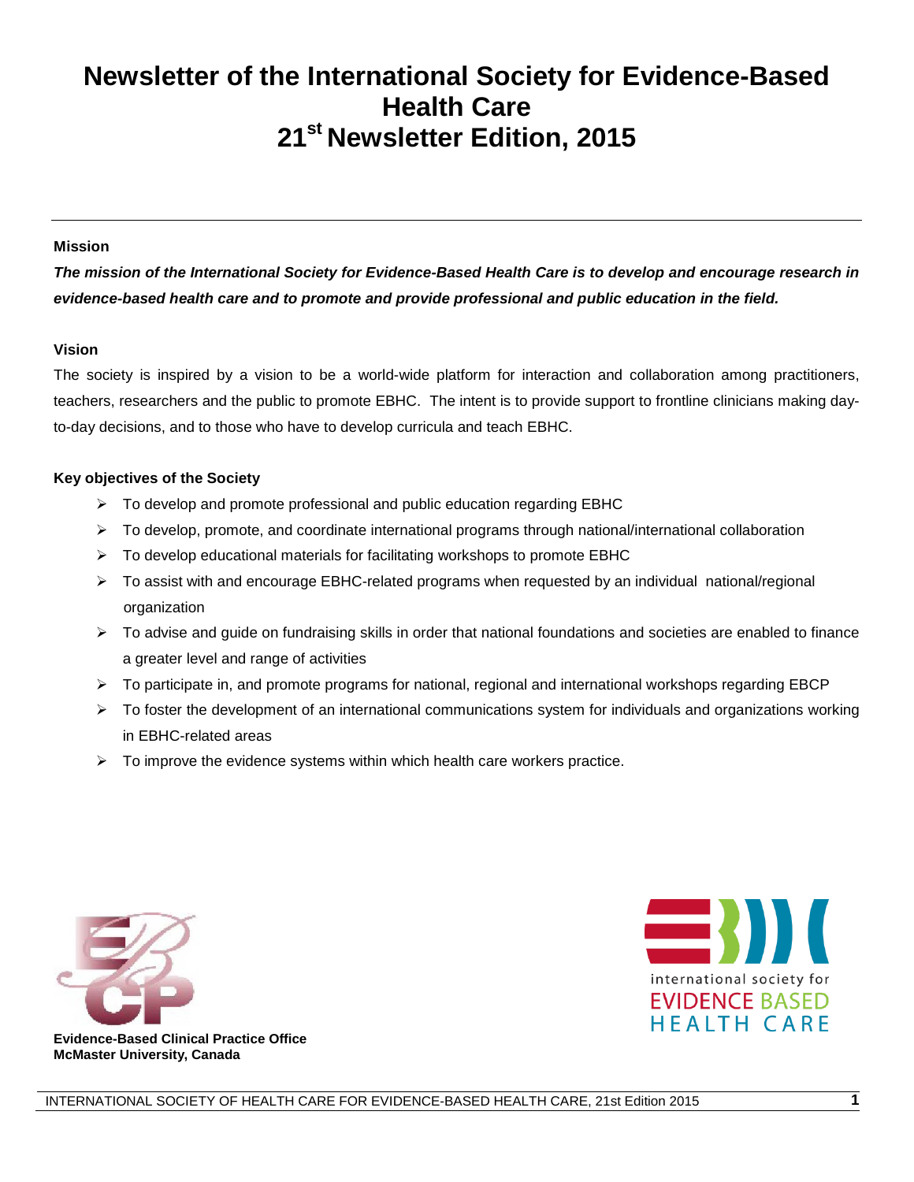# Newsletter of the International Society for Evidence-Based Health Care
# 21st Newsletter Edition, 2015

---

**Mission**

***The mission of the International Society for Evidence-Based Health Care is to develop and encourage research in evidence-based health care and to promote and provide professional and public education in the field.***

**Vision**

The society is inspired by a vision to be a world-wide platform for interaction and collaboration among practitioners, teachers, researchers and the public to promote EBHC. The intent is to provide support to frontline clinicians making day-to-day decisions, and to those who have to develop curricula and teach EBHC.

**Key objectives of the Society**

- To develop and promote professional and public education regarding EBHC
- To develop, promote, and coordinate international programs through national/international collaboration
- To develop educational materials for facilitating workshops to promote EBHC
- To assist with and encourage EBHC-related programs when requested by an individual national/regional organization
- To advise and guide on fundraising skills in order that national foundations and societies are enabled to finance a greater level and range of activities
- To participate in, and promote programs for national, regional and international workshops regarding EBCP
- To foster the development of an international communications system for individuals and organizations working in EBHC-related areas
- To improve the evidence systems within which health care workers practice.

**Evidence-Based Clinical Practice Office**
**McMaster University, Canada**

international society for EVIDENCE BASED HEALTH CARE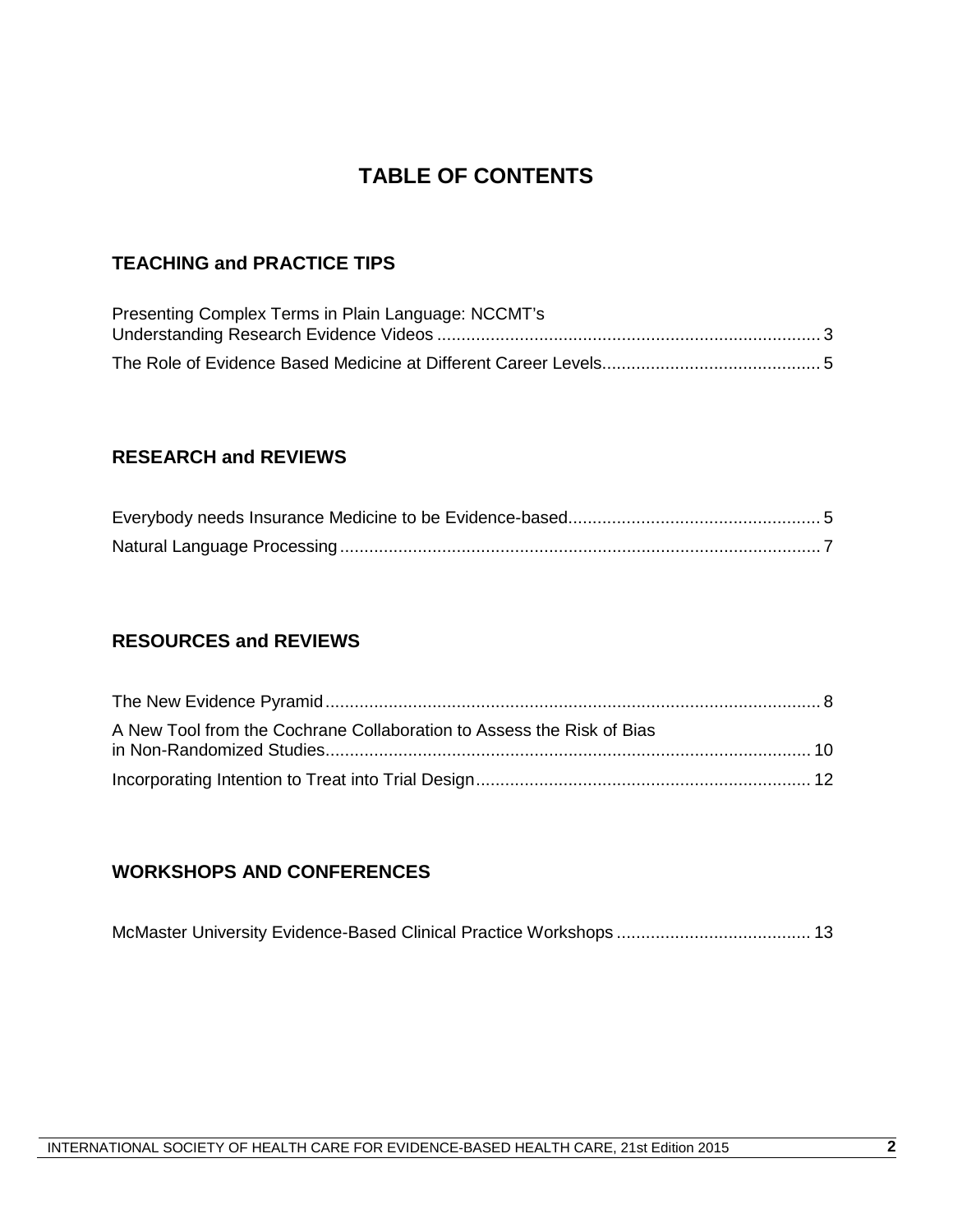# TABLE OF CONTENTS

## TEACHING and PRACTICE TIPS

Presenting Complex Terms in Plain Language: NCCMT's Understanding Research Evidence Videos ... 3

The Role of Evidence Based Medicine at Different Career Levels... 5

## RESEARCH and REVIEWS

Everybody needs Insurance Medicine to be Evidence-based... 5

Natural Language Processing... 7

## RESOURCES and REVIEWS

The New Evidence Pyramid... 8

A New Tool from the Cochrane Collaboration to Assess the Risk of Bias in Non-Randomized Studies... 10

Incorporating Intention to Treat into Trial Design... 12

## WORKSHOPS AND CONFERENCES

McMaster University Evidence-Based Clinical Practice Workshops... 13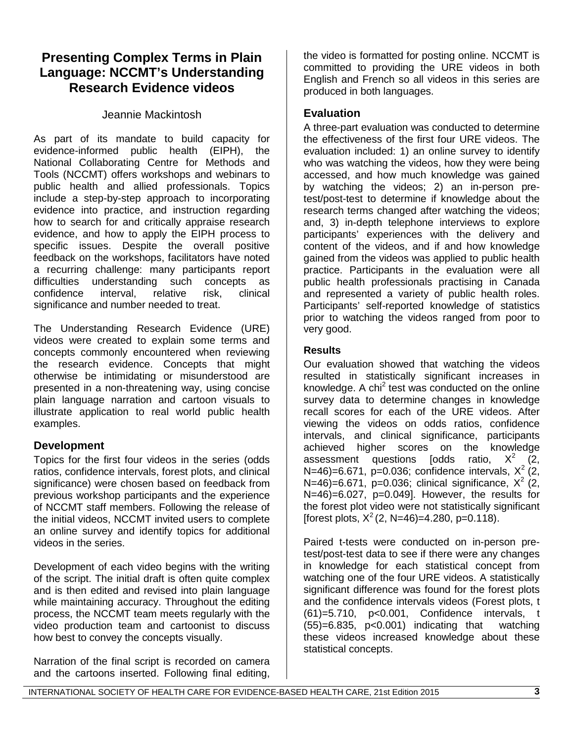# Presenting Complex Terms in Plain Language: NCCMT's Understanding Research Evidence videos

Jeannie Mackintosh

As part of its mandate to build capacity for evidence-informed public health (EIPH), the National Collaborating Centre for Methods and Tools (NCCMT) offers workshops and webinars to public health and allied professionals. Topics include a step-by-step approach to incorporating evidence into practice, and instruction regarding how to search for and critically appraise research evidence, and how to apply the EIPH process to specific issues. Despite the overall positive feedback on the workshops, facilitators have noted a recurring challenge: many participants report difficulties understanding such concepts as confidence interval, relative risk, clinical significance and number needed to treat.

The Understanding Research Evidence (URE) videos were created to explain some terms and concepts commonly encountered when reviewing the research evidence. Concepts that might otherwise be intimidating or misunderstood are presented in a non-threatening way, using concise plain language narration and cartoon visuals to illustrate application to real world public health examples.

## Development

Topics for the first four videos in the series (odds ratios, confidence intervals, forest plots, and clinical significance) were chosen based on feedback from previous workshop participants and the experience of NCCMT staff members. Following the release of the initial videos, NCCMT invited users to complete an online survey and identify topics for additional videos in the series.

Development of each video begins with the writing of the script. The initial draft is often quite complex and is then edited and revised into plain language while maintaining accuracy. Throughout the editing process, the NCCMT team meets regularly with the video production team and cartoonist to discuss how best to convey the concepts visually.

Narration of the final script is recorded on camera and the cartoons inserted. Following final editing, the video is formatted for posting online. NCCMT is committed to providing the URE videos in both English and French so all videos in this series are produced in both languages.

## Evaluation

A three-part evaluation was conducted to determine the effectiveness of the first four URE videos. The evaluation included: 1) an online survey to identify who was watching the videos, how they were being accessed, and how much knowledge was gained by watching the videos; 2) an in-person pre-test/post-test to determine if knowledge about the research terms changed after watching the videos; and, 3) in-depth telephone interviews to explore participants' experiences with the delivery and content of the videos, and if and how knowledge gained from the videos was applied to public health practice. Participants in the evaluation were all public health professionals practising in Canada and represented a variety of public health roles. Participants' self-reported knowledge of statistics prior to watching the videos ranged from poor to very good.

### Results

Our evaluation showed that watching the videos resulted in statistically significant increases in knowledge. A $chi^2$ test was conducted on the online survey data to determine changes in knowledge recall scores for each of the URE videos. After viewing the videos on odds ratios, confidence intervals, and clinical significance, participants achieved higher scores on the knowledge assessment questions [odds ratio, $X^2$ (2, N=46)=6.671, p=0.036; confidence intervals, $X^2$ (2, N=46)=6.671, p=0.036; clinical significance, $X^2$ (2, N=46)=6.027, p=0.049]. However, the results for the forest plot video were not statistically significant [forest plots, $X^2$ (2, N=46)=4.280, p=0.118).

Paired t-tests were conducted on in-person pre-test/post-test data to see if there were any changes in knowledge for each statistical concept from watching one of the four URE videos. A statistically significant difference was found for the forest plots and the confidence intervals videos (Forest plots, t (61)=5.710, p<0.001, Confidence intervals, t (55)=6.835, p<0.001) indicating that watching these videos increased knowledge about these statistical concepts.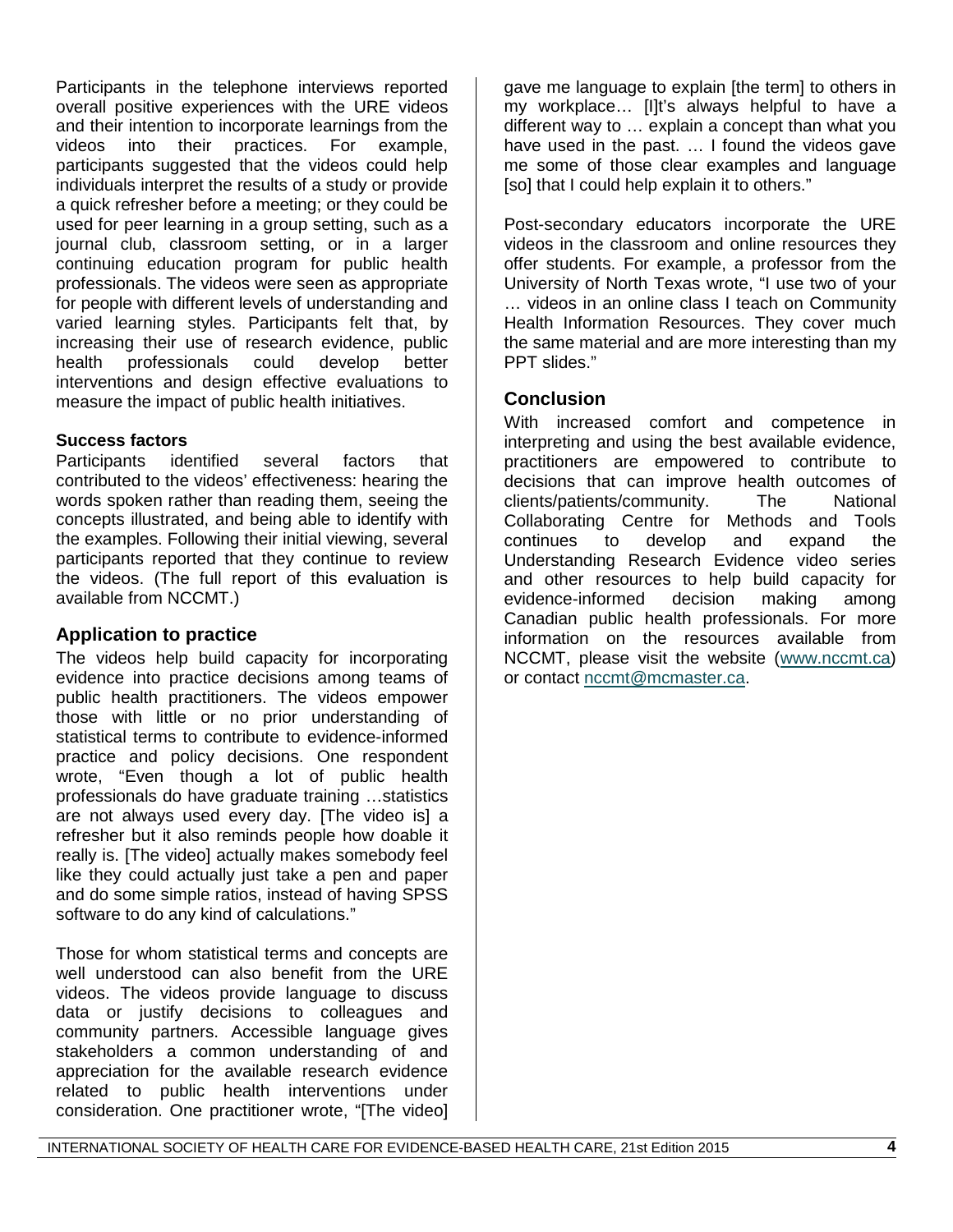Participants in the telephone interviews reported overall positive experiences with the URE videos and their intention to incorporate learnings from the videos into their practices. For example, participants suggested that the videos could help individuals interpret the results of a study or provide a quick refresher before a meeting; or they could be used for peer learning in a group setting, such as a journal club, classroom setting, or in a larger continuing education program for public health professionals. The videos were seen as appropriate for people with different levels of understanding and varied learning styles. Participants felt that, by increasing their use of research evidence, public health professionals could develop better interventions and design effective evaluations to measure the impact of public health initiatives.

### Success factors

Participants identified several factors that contributed to the videos' effectiveness: hearing the words spoken rather than reading them, seeing the concepts illustrated, and being able to identify with the examples. Following their initial viewing, several participants reported that they continue to review the videos. (The full report of this evaluation is available from NCCMT.)

## Application to practice

The videos help build capacity for incorporating evidence into practice decisions among teams of public health practitioners. The videos empower those with little or no prior understanding of statistical terms to contribute to evidence-informed practice and policy decisions. One respondent wrote, "Even though a lot of public health professionals do have graduate training …statistics are not always used every day. [The video is] a refresher but it also reminds people how doable it really is. [The video] actually makes somebody feel like they could actually just take a pen and paper and do some simple ratios, instead of having SPSS software to do any kind of calculations."

Those for whom statistical terms and concepts are well understood can also benefit from the URE videos. The videos provide language to discuss data or justify decisions to colleagues and community partners. Accessible language gives stakeholders a common understanding of and appreciation for the available research evidence related to public health interventions under consideration. One practitioner wrote, "[The video] gave me language to explain [the term] to others in my workplace… [I]t's always helpful to have a different way to … explain a concept than what you have used in the past. … I found the videos gave me some of those clear examples and language [so] that I could help explain it to others."

Post-secondary educators incorporate the URE videos in the classroom and online resources they offer students. For example, a professor from the University of North Texas wrote, "I use two of your … videos in an online class I teach on Community Health Information Resources. They cover much the same material and are more interesting than my PPT slides."

## Conclusion

With increased comfort and competence in interpreting and using the best available evidence, practitioners are empowered to contribute to decisions that can improve health outcomes of clients/patients/community. The National Collaborating Centre for Methods and Tools continues to develop and expand the Understanding Research Evidence video series and other resources to help build capacity for evidence-informed decision making among Canadian public health professionals. For more information on the resources available from NCCMT, please visit the website (www.nccmt.ca) or contact nccmt@mcmaster.ca.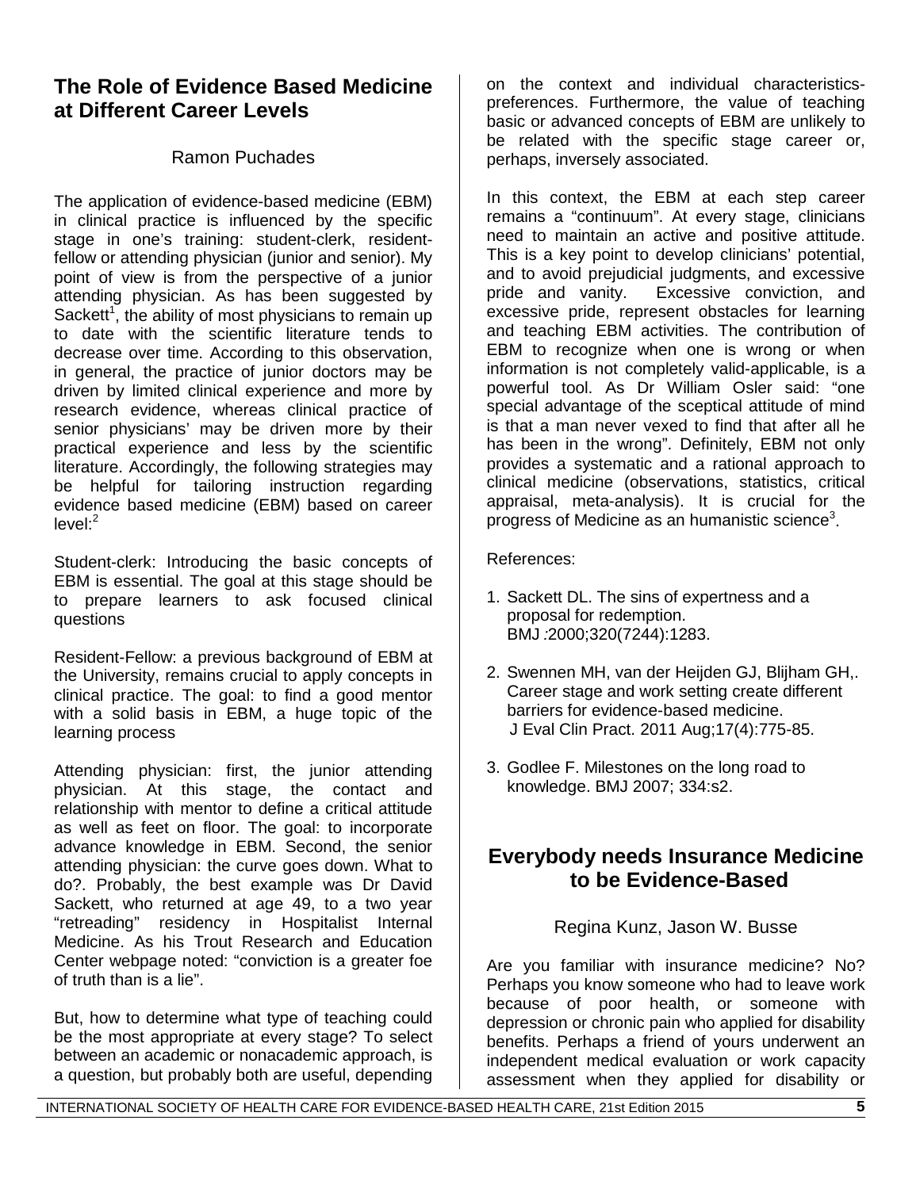## The Role of Evidence Based Medicine at Different Career Levels

Ramon Puchades

The application of evidence-based medicine (EBM) in clinical practice is influenced by the specific stage in one's training: student-clerk, resident-fellow or attending physician (junior and senior). My point of view is from the perspective of a junior attending physician. As has been suggested by Sackett[1], the ability of most physicians to remain up to date with the scientific literature tends to decrease over time. According to this observation, in general, the practice of junior doctors may be driven by limited clinical experience and more by research evidence, whereas clinical practice of senior physicians' may be driven more by their practical experience and less by the scientific literature. Accordingly, the following strategies may be helpful for tailoring instruction regarding evidence based medicine (EBM) based on career level:[2]

Student-clerk: Introducing the basic concepts of EBM is essential. The goal at this stage should be to prepare learners to ask focused clinical questions

Resident-Fellow: a previous background of EBM at the University, remains crucial to apply concepts in clinical practice. The goal: to find a good mentor with a solid basis in EBM, a huge topic of the learning process

Attending physician: first, the junior attending physician. At this stage, the contact and relationship with mentor to define a critical attitude as well as feet on floor. The goal: to incorporate advance knowledge in EBM. Second, the senior attending physician: the curve goes down. What to do?. Probably, the best example was Dr David Sackett, who returned at age 49, to a two year "retreading" residency in Hospitalist Internal Medicine. As his Trout Research and Education Center webpage noted: "conviction is a greater foe of truth than is a lie".

But, how to determine what type of teaching could be the most appropriate at every stage? To select between an academic or nonacademic approach, is a question, but probably both are useful, depending on the context and individual characteristics-preferences. Furthermore, the value of teaching basic or advanced concepts of EBM are unlikely to be related with the specific stage career or, perhaps, inversely associated.

In this context, the EBM at each step career remains a "continuum". At every stage, clinicians need to maintain an active and positive attitude. This is a key point to develop clinicians' potential, and to avoid prejudicial judgments, and excessive pride and vanity. Excessive conviction, and excessive pride, represent obstacles for learning and teaching EBM activities. The contribution of EBM to recognize when one is wrong or when information is not completely valid-applicable, is a powerful tool. As Dr William Osler said: "one special advantage of the sceptical attitude of mind is that a man never vexed to find that after all he has been in the wrong". Definitely, EBM not only provides a systematic and a rational approach to clinical medicine (observations, statistics, critical appraisal, meta-analysis). It is crucial for the progress of Medicine as an humanistic science[3].

References:

1. Sackett DL. The sins of expertness and a proposal for redemption. BMJ :2000;320(7244):1283.
2. Swennen MH, van der Heijden GJ, Blijham GH,. Career stage and work setting create different barriers for evidence-based medicine. J Eval Clin Pract. 2011 Aug;17(4):775-85.
3. Godlee F. Milestones on the long road to knowledge. BMJ 2007; 334:s2.

## Everybody needs Insurance Medicine to be Evidence-Based

Regina Kunz, Jason W. Busse

Are you familiar with insurance medicine? No? Perhaps you know someone who had to leave work because of poor health, or someone with depression or chronic pain who applied for disability benefits. Perhaps a friend of yours underwent an independent medical evaluation or work capacity assessment when they applied for disability or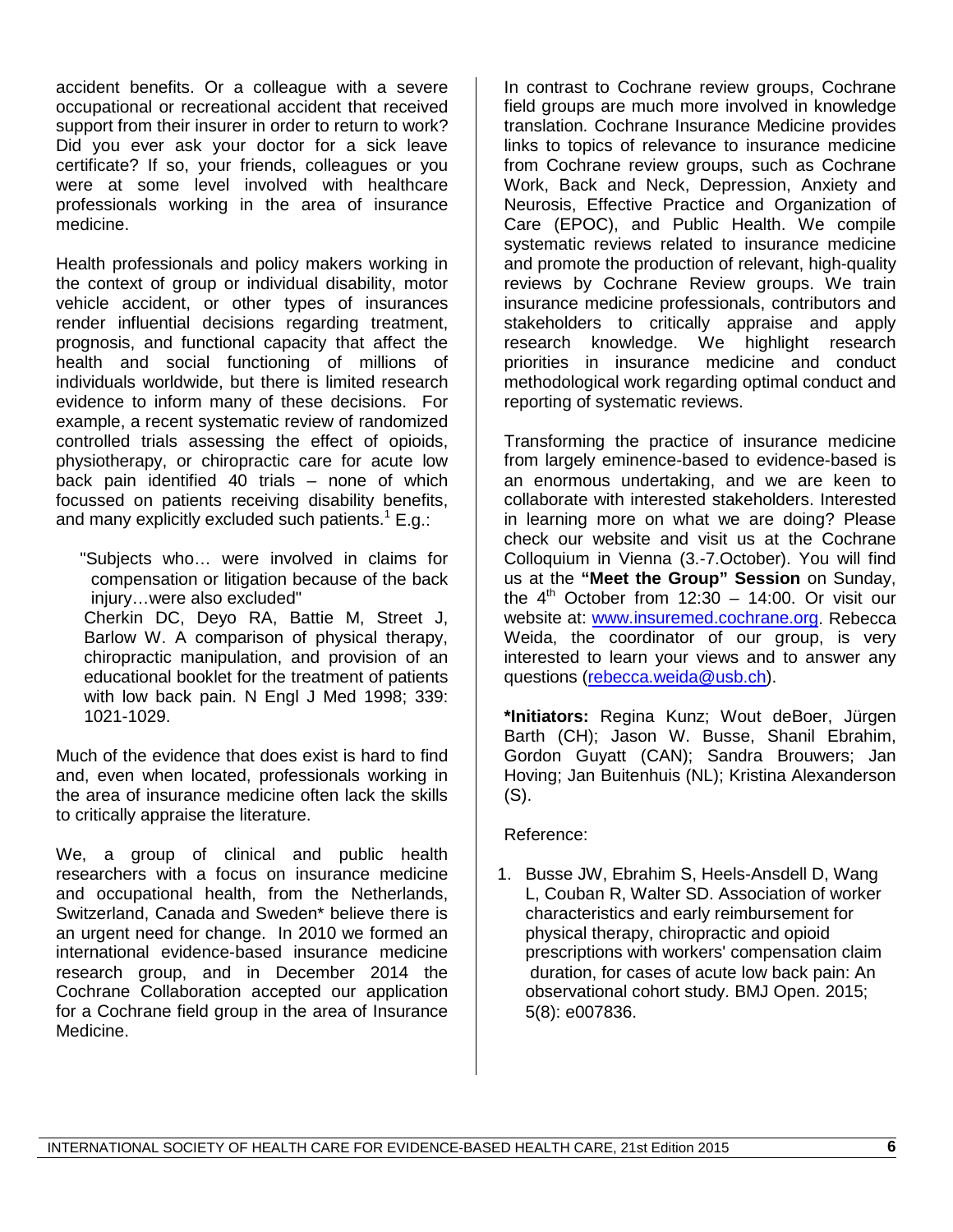accident benefits. Or a colleague with a severe occupational or recreational accident that received support from their insurer in order to return to work? Did you ever ask your doctor for a sick leave certificate? If so, your friends, colleagues or you were at some level involved with healthcare professionals working in the area of insurance medicine.

Health professionals and policy makers working in the context of group or individual disability, motor vehicle accident, or other types of insurances render influential decisions regarding treatment, prognosis, and functional capacity that affect the health and social functioning of millions of individuals worldwide, but there is limited research evidence to inform many of these decisions. For example, a recent systematic review of randomized controlled trials assessing the effect of opioids, physiotherapy, or chiropractic care for acute low back pain identified 40 trials – none of which focussed on patients receiving disability benefits, and many explicitly excluded such patients.[1] E.g.:

> "Subjects who… were involved in claims for compensation or litigation because of the back injury…were also excluded"
> Cherkin DC, Deyo RA, Battie M, Street J, Barlow W. A comparison of physical therapy, chiropractic manipulation, and provision of an educational booklet for the treatment of patients with low back pain. N Engl J Med 1998; 339: 1021-1029.

Much of the evidence that does exist is hard to find and, even when located, professionals working in the area of insurance medicine often lack the skills to critically appraise the literature.

We, a group of clinical and public health researchers with a focus on insurance medicine and occupational health, from the Netherlands, Switzerland, Canada and Sweden* believe there is an urgent need for change. In 2010 we formed an international evidence-based insurance medicine research group, and in December 2014 the Cochrane Collaboration accepted our application for a Cochrane field group in the area of Insurance Medicine.

In contrast to Cochrane review groups, Cochrane field groups are much more involved in knowledge translation. Cochrane Insurance Medicine provides links to topics of relevance to insurance medicine from Cochrane review groups, such as Cochrane Work, Back and Neck, Depression, Anxiety and Neurosis, Effective Practice and Organization of Care (EPOC), and Public Health. We compile systematic reviews related to insurance medicine and promote the production of relevant, high-quality reviews by Cochrane Review groups. We train insurance medicine professionals, contributors and stakeholders to critically appraise and apply research knowledge. We highlight research priorities in insurance medicine and conduct methodological work regarding optimal conduct and reporting of systematic reviews.

Transforming the practice of insurance medicine from largely eminence-based to evidence-based is an enormous undertaking, and we are keen to collaborate with interested stakeholders. Interested in learning more on what we are doing? Please check our website and visit us at the Cochrane Colloquium in Vienna (3.-7.October). You will find us at the **"Meet the Group" Session** on Sunday, the 4th October from 12:30 – 14:00. Or visit our website at: [www.insuremed.cochrane.org](http://www.insuremed.cochrane.org). Rebecca Weida, the coordinator of our group, is very interested to learn your views and to answer any questions ([rebecca.weida@usb.ch](mailto:rebecca.weida@usb.ch)).

**\*Initiators:** Regina Kunz; Wout deBoer, Jürgen Barth (CH); Jason W. Busse, Shanil Ebrahim, Gordon Guyatt (CAN); Sandra Brouwers; Jan Hoving; Jan Buitenhuis (NL); Kristina Alexanderson (S).

Reference:

1. Busse JW, Ebrahim S, Heels-Ansdell D, Wang L, Couban R, Walter SD. Association of worker characteristics and early reimbursement for physical therapy, chiropractic and opioid prescriptions with workers' compensation claim duration, for cases of acute low back pain: An observational cohort study. BMJ Open. 2015; 5(8): e007836.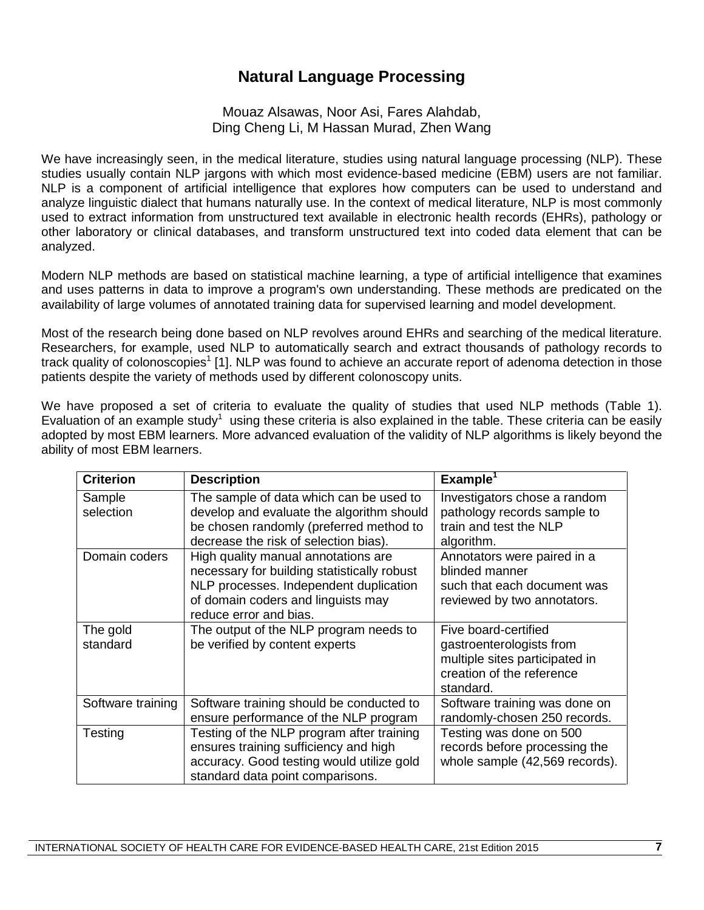# Natural Language Processing

Mouaz Alsawas, Noor Asi, Fares Alahdab,
Ding Cheng Li, M Hassan Murad, Zhen Wang

We have increasingly seen, in the medical literature, studies using natural language processing (NLP). These studies usually contain NLP jargons with which most evidence-based medicine (EBM) users are not familiar. NLP is a component of artificial intelligence that explores how computers can be used to understand and analyze linguistic dialect that humans naturally use. In the context of medical literature, NLP is most commonly used to extract information from unstructured text available in electronic health records (EHRs), pathology or other laboratory or clinical databases, and transform unstructured text into coded data element that can be analyzed.

Modern NLP methods are based on statistical machine learning, a type of artificial intelligence that examines and uses patterns in data to improve a program's own understanding. These methods are predicated on the availability of large volumes of annotated training data for supervised learning and model development.

Most of the research being done based on NLP revolves around EHRs and searching of the medical literature. Researchers, for example, used NLP to automatically search and extract thousands of pathology records to track quality of colonoscopies[1] [1]. NLP was found to achieve an accurate report of adenoma detection in those patients despite the variety of methods used by different colonoscopy units.

We have proposed a set of criteria to evaluate the quality of studies that used NLP methods (Table 1). Evaluation of an example study[1] using these criteria is also explained in the table. These criteria can be easily adopted by most EBM learners. More advanced evaluation of the validity of NLP algorithms is likely beyond the ability of most EBM learners.

| Criterion | Description | Example[1] |
|---|---|---|
| Sample selection | The sample of data which can be used to develop and evaluate the algorithm should be chosen randomly (preferred method to decrease the risk of selection bias). | Investigators chose a random pathology records sample to train and test the NLP algorithm. |
| Domain coders | High quality manual annotations are necessary for building statistically robust NLP processes. Independent duplication of domain coders and linguists may reduce error and bias. | Annotators were paired in a blinded manner such that each document was reviewed by two annotators. |
| The gold standard | The output of the NLP program needs to be verified by content experts | Five board-certified gastroenterologists from multiple sites participated in creation of the reference standard. |
| Software training | Software training should be conducted to ensure performance of the NLP program | Software training was done on randomly-chosen 250 records. |
| Testing | Testing of the NLP program after training ensures training sufficiency and high accuracy. Good testing would utilize gold standard data point comparisons. | Testing was done on 500 records before processing the whole sample (42,569 records). |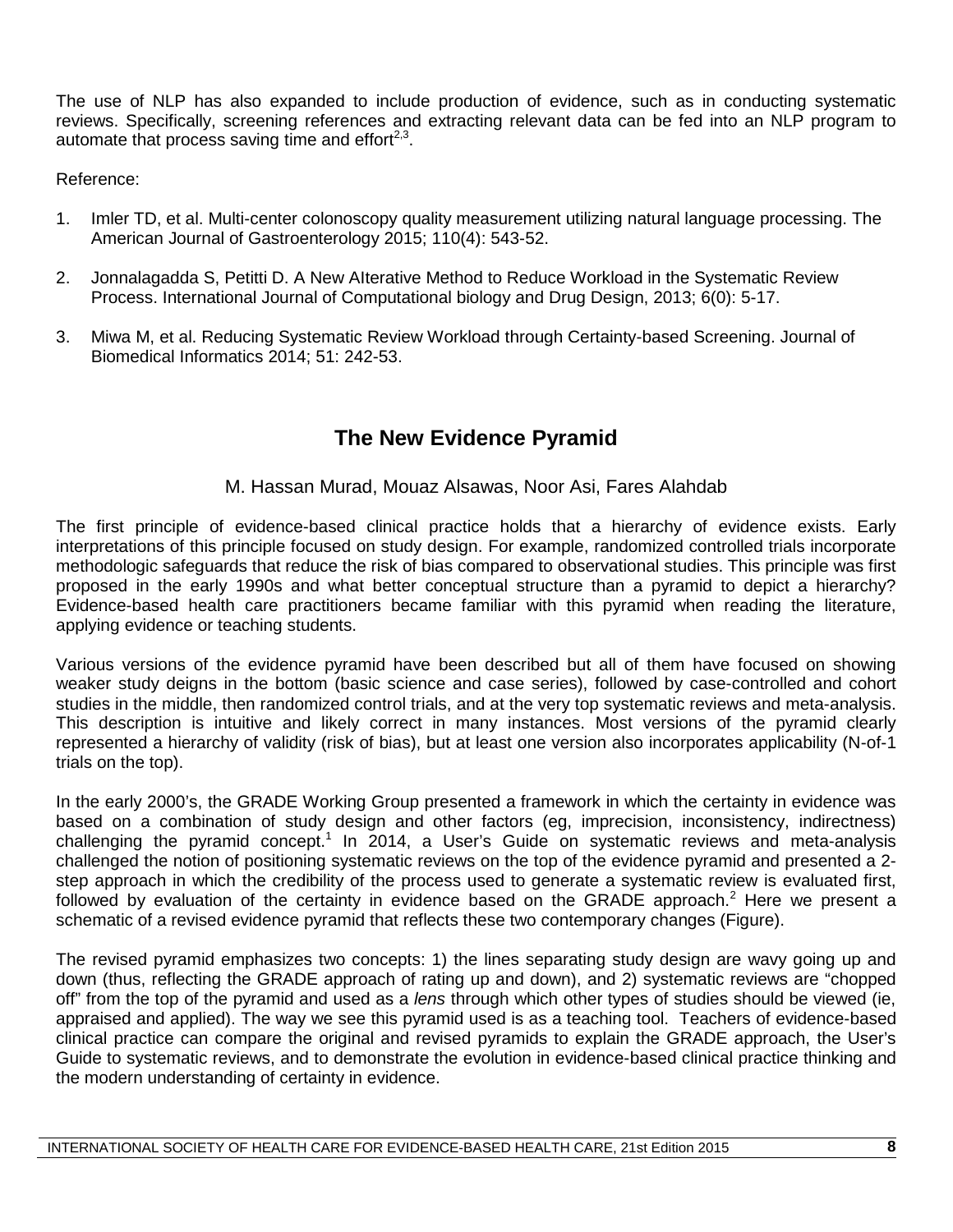The use of NLP has also expanded to include production of evidence, such as in conducting systematic reviews. Specifically, screening references and extracting relevant data can be fed into an NLP program to automate that process saving time and effort[2,3].

Reference:

1. Imler TD, et al. Multi-center colonoscopy quality measurement utilizing natural language processing. The American Journal of Gastroenterology 2015; 110(4): 543-52.
2. Jonnalagadda S, Petitti D. A New AIterative Method to Reduce Workload in the Systematic Review Process. International Journal of Computational biology and Drug Design, 2013; 6(0): 5-17.
3. Miwa M, et al. Reducing Systematic Review Workload through Certainty-based Screening. Journal of Biomedical Informatics 2014; 51: 242-53.

## The New Evidence Pyramid

M. Hassan Murad, Mouaz Alsawas, Noor Asi, Fares Alahdab

The first principle of evidence-based clinical practice holds that a hierarchy of evidence exists. Early interpretations of this principle focused on study design. For example, randomized controlled trials incorporate methodologic safeguards that reduce the risk of bias compared to observational studies. This principle was first proposed in the early 1990s and what better conceptual structure than a pyramid to depict a hierarchy? Evidence-based health care practitioners became familiar with this pyramid when reading the literature, applying evidence or teaching students.

Various versions of the evidence pyramid have been described but all of them have focused on showing weaker study deigns in the bottom (basic science and case series), followed by case-controlled and cohort studies in the middle, then randomized control trials, and at the very top systematic reviews and meta-analysis. This description is intuitive and likely correct in many instances. Most versions of the pyramid clearly represented a hierarchy of validity (risk of bias), but at least one version also incorporates applicability (N-of-1 trials on the top).

In the early 2000's, the GRADE Working Group presented a framework in which the certainty in evidence was based on a combination of study design and other factors (eg, imprecision, inconsistency, indirectness) challenging the pyramid concept.[1] In 2014, a User's Guide on systematic reviews and meta-analysis challenged the notion of positioning systematic reviews on the top of the evidence pyramid and presented a 2-step approach in which the credibility of the process used to generate a systematic review is evaluated first, followed by evaluation of the certainty in evidence based on the GRADE approach.[2] Here we present a schematic of a revised evidence pyramid that reflects these two contemporary changes (Figure).

The revised pyramid emphasizes two concepts: 1) the lines separating study design are wavy going up and down (thus, reflecting the GRADE approach of rating up and down), and 2) systematic reviews are "chopped off" from the top of the pyramid and used as a *lens* through which other types of studies should be viewed (ie, appraised and applied). The way we see this pyramid used is as a teaching tool. Teachers of evidence-based clinical practice can compare the original and revised pyramids to explain the GRADE approach, the User's Guide to systematic reviews, and to demonstrate the evolution in evidence-based clinical practice thinking and the modern understanding of certainty in evidence.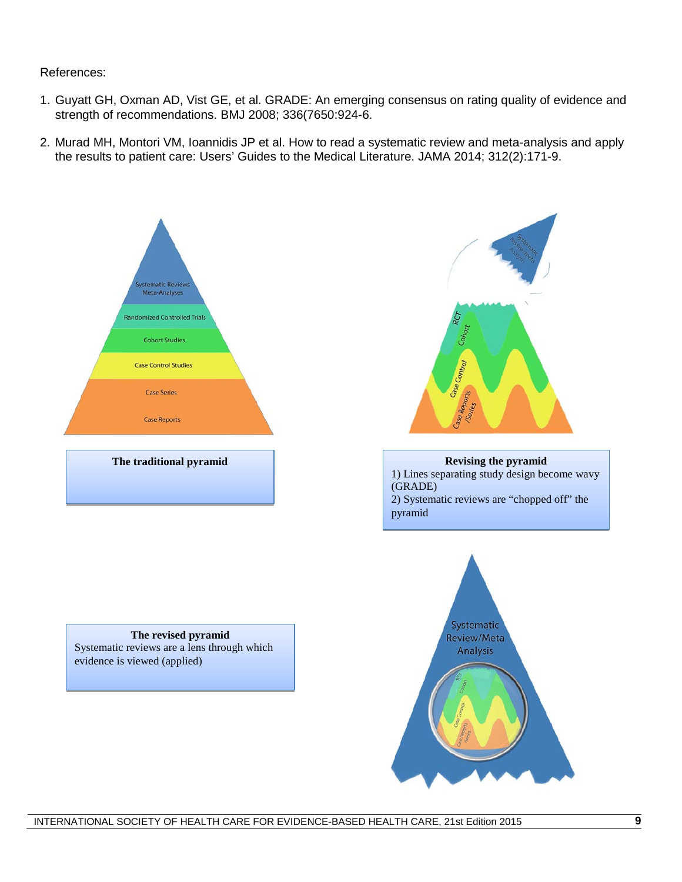References:

1. Guyatt GH, Oxman AD, Vist GE, et al. GRADE: An emerging consensus on rating quality of evidence and strength of recommendations. BMJ 2008; 336(7650:924-6.
2. Murad MH, Montori VM, Ioannidis JP et al. How to read a systematic review and meta-analysis and apply the results to patient care: Users' Guides to the Medical Literature. JAMA 2014; 312(2):171-9.

Systematic Reviews Meta-Analyses

Randomized Controlled Trials

Cohort Studies

Case Control Studies

Case Series

Case Reports

**The traditional pyramid**

Systematic Review/Meta Analysis

RCT

Cohort

Case Control

Case Reports /Series

**Revising the pyramid**

1) Lines separating study design become wavy (GRADE)

2) Systematic reviews are "chopped off" the pyramid

**The revised pyramid**

Systematic reviews are a lens through which evidence is viewed (applied)

Systematic Review/Meta Analysis

RCT

Cohort

Case Control

Case Reports /Series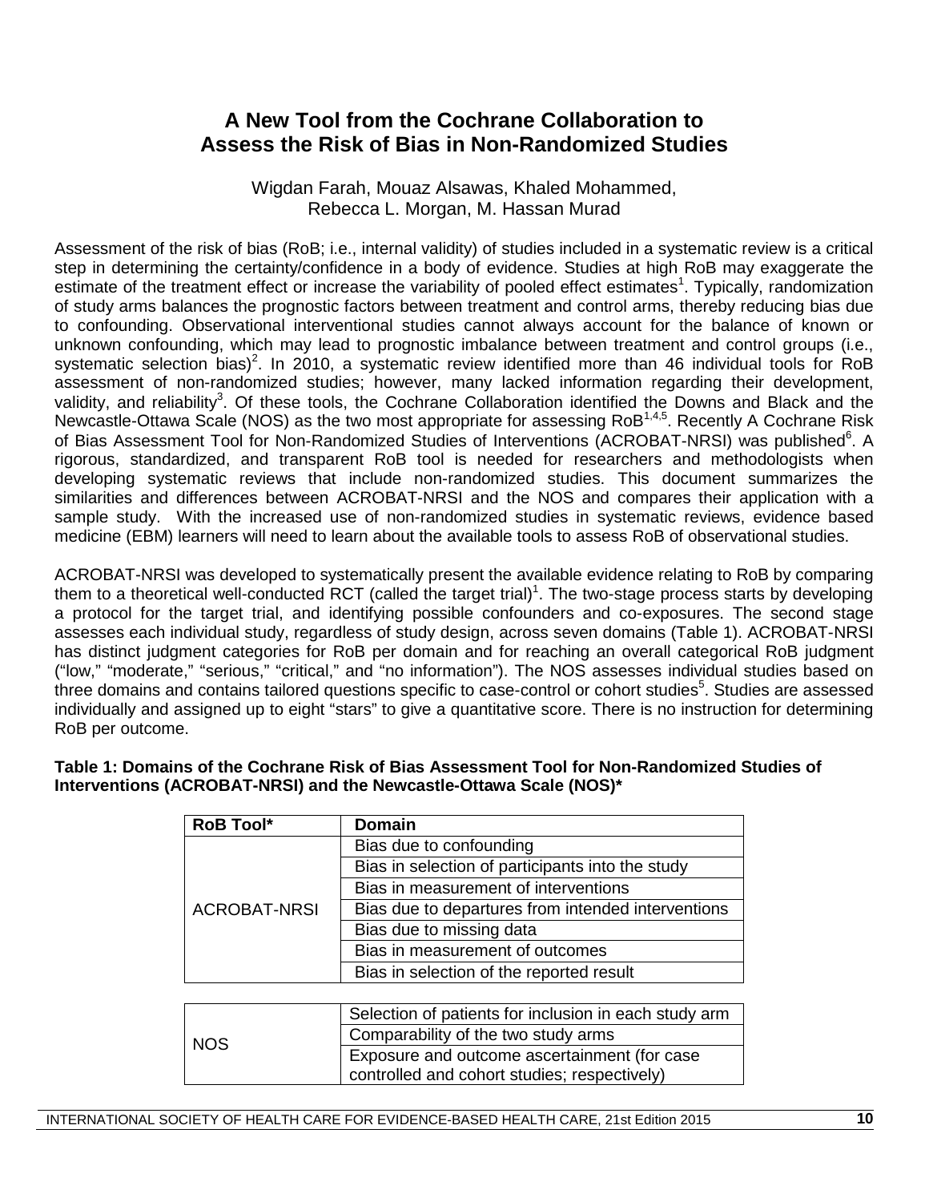# A New Tool from the Cochrane Collaboration to Assess the Risk of Bias in Non-Randomized Studies

Wigdan Farah, Mouaz Alsawas, Khaled Mohammed, Rebecca L. Morgan, M. Hassan Murad

Assessment of the risk of bias (RoB; i.e., internal validity) of studies included in a systematic review is a critical step in determining the certainty/confidence in a body of evidence. Studies at high RoB may exaggerate the estimate of the treatment effect or increase the variability of pooled effect estimates[1]. Typically, randomization of study arms balances the prognostic factors between treatment and control arms, thereby reducing bias due to confounding. Observational interventional studies cannot always account for the balance of known or unknown confounding, which may lead to prognostic imbalance between treatment and control groups (i.e., systematic selection bias)[2]. In 2010, a systematic review identified more than 46 individual tools for RoB assessment of non-randomized studies; however, many lacked information regarding their development, validity, and reliability[3]. Of these tools, the Cochrane Collaboration identified the Downs and Black and the Newcastle-Ottawa Scale (NOS) as the two most appropriate for assessing RoB[1,4,5]. Recently A Cochrane Risk of Bias Assessment Tool for Non-Randomized Studies of Interventions (ACROBAT-NRSI) was published[6]. A rigorous, standardized, and transparent RoB tool is needed for researchers and methodologists when developing systematic reviews that include non-randomized studies. This document summarizes the similarities and differences between ACROBAT-NRSI and the NOS and compares their application with a sample study. With the increased use of non-randomized studies in systematic reviews, evidence based medicine (EBM) learners will need to learn about the available tools to assess RoB of observational studies.

ACROBAT-NRSI was developed to systematically present the available evidence relating to RoB by comparing them to a theoretical well-conducted RCT (called the target trial)[1]. The two-stage process starts by developing a protocol for the target trial, and identifying possible confounders and co-exposures. The second stage assesses each individual study, regardless of study design, across seven domains (Table 1). ACROBAT-NRSI has distinct judgment categories for RoB per domain and for reaching an overall categorical RoB judgment ("low," "moderate," "serious," "critical," and "no information"). The NOS assesses individual studies based on three domains and contains tailored questions specific to case-control or cohort studies[5]. Studies are assessed individually and assigned up to eight "stars" to give a quantitative score. There is no instruction for determining RoB per outcome.

**Table 1: Domains of the Cochrane Risk of Bias Assessment Tool for Non-Randomized Studies of Interventions (ACROBAT-NRSI) and the Newcastle-Ottawa Scale (NOS)\***

| RoB Tool* | Domain |
|---|---|
| ACROBAT-NRSI | Bias due to confounding |
| | Bias in selection of participants into the study |
| | Bias in measurement of interventions |
| | Bias due to departures from intended interventions |
| | Bias due to missing data |
| | Bias in measurement of outcomes |
| | Bias in selection of the reported result |
| NOS | Selection of patients for inclusion in each study arm |
| | Comparability of the two study arms |
| | Exposure and outcome ascertainment (for case controlled and cohort studies; respectively) |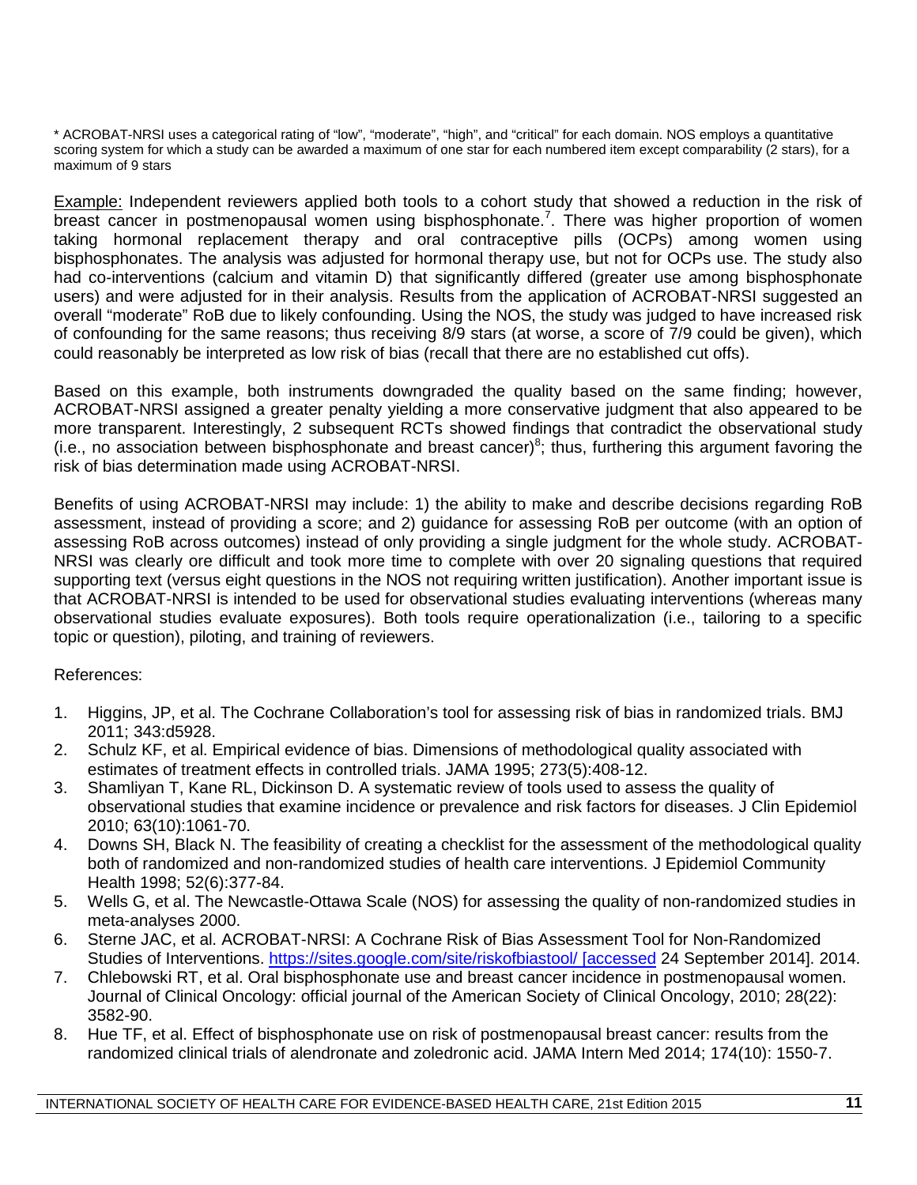\* ACROBAT-NRSI uses a categorical rating of "low", "moderate", "high", and "critical" for each domain. NOS employs a quantitative scoring system for which a study can be awarded a maximum of one star for each numbered item except comparability (2 stars), for a maximum of 9 stars

Example: Independent reviewers applied both tools to a cohort study that showed a reduction in the risk of breast cancer in postmenopausal women using bisphosphonate.[7]. There was higher proportion of women taking hormonal replacement therapy and oral contraceptive pills (OCPs) among women using bisphosphonates. The analysis was adjusted for hormonal therapy use, but not for OCPs use. The study also had co-interventions (calcium and vitamin D) that significantly differed (greater use among bisphosphonate users) and were adjusted for in their analysis. Results from the application of ACROBAT-NRSI suggested an overall "moderate" RoB due to likely confounding. Using the NOS, the study was judged to have increased risk of confounding for the same reasons; thus receiving 8/9 stars (at worse, a score of 7/9 could be given), which could reasonably be interpreted as low risk of bias (recall that there are no established cut offs).

Based on this example, both instruments downgraded the quality based on the same finding; however, ACROBAT-NRSI assigned a greater penalty yielding a more conservative judgment that also appeared to be more transparent. Interestingly, 2 subsequent RCTs showed findings that contradict the observational study (i.e., no association between bisphosphonate and breast cancer)[8]; thus, furthering this argument favoring the risk of bias determination made using ACROBAT-NRSI.

Benefits of using ACROBAT-NRSI may include: 1) the ability to make and describe decisions regarding RoB assessment, instead of providing a score; and 2) guidance for assessing RoB per outcome (with an option of assessing RoB across outcomes) instead of only providing a single judgment for the whole study. ACROBAT-NRSI was clearly ore difficult and took more time to complete with over 20 signaling questions that required supporting text (versus eight questions in the NOS not requiring written justification). Another important issue is that ACROBAT-NRSI is intended to be used for observational studies evaluating interventions (whereas many observational studies evaluate exposures). Both tools require operationalization (i.e., tailoring to a specific topic or question), piloting, and training of reviewers.

References:

1. Higgins, JP, et al. The Cochrane Collaboration's tool for assessing risk of bias in randomized trials. BMJ 2011; 343:d5928.
2. Schulz KF, et al. Empirical evidence of bias. Dimensions of methodological quality associated with estimates of treatment effects in controlled trials. JAMA 1995; 273(5):408-12.
3. Shamliyan T, Kane RL, Dickinson D. A systematic review of tools used to assess the quality of observational studies that examine incidence or prevalence and risk factors for diseases. J Clin Epidemiol 2010; 63(10):1061-70.
4. Downs SH, Black N. The feasibility of creating a checklist for the assessment of the methodological quality both of randomized and non-randomized studies of health care interventions. J Epidemiol Community Health 1998; 52(6):377-84.
5. Wells G, et al. The Newcastle-Ottawa Scale (NOS) for assessing the quality of non-randomized studies in meta-analyses 2000.
6. Sterne JAC, et al. ACROBAT-NRSI: A Cochrane Risk of Bias Assessment Tool for Non-Randomized Studies of Interventions. https://sites.google.com/site/riskofbiastool/ [accessed 24 September 2014]. 2014.
7. Chlebowski RT, et al. Oral bisphosphonate use and breast cancer incidence in postmenopausal women. Journal of Clinical Oncology: official journal of the American Society of Clinical Oncology, 2010; 28(22): 3582-90.
8. Hue TF, et al. Effect of bisphosphonate use on risk of postmenopausal breast cancer: results from the randomized clinical trials of alendronate and zoledronic acid. JAMA Intern Med 2014; 174(10): 1550-7.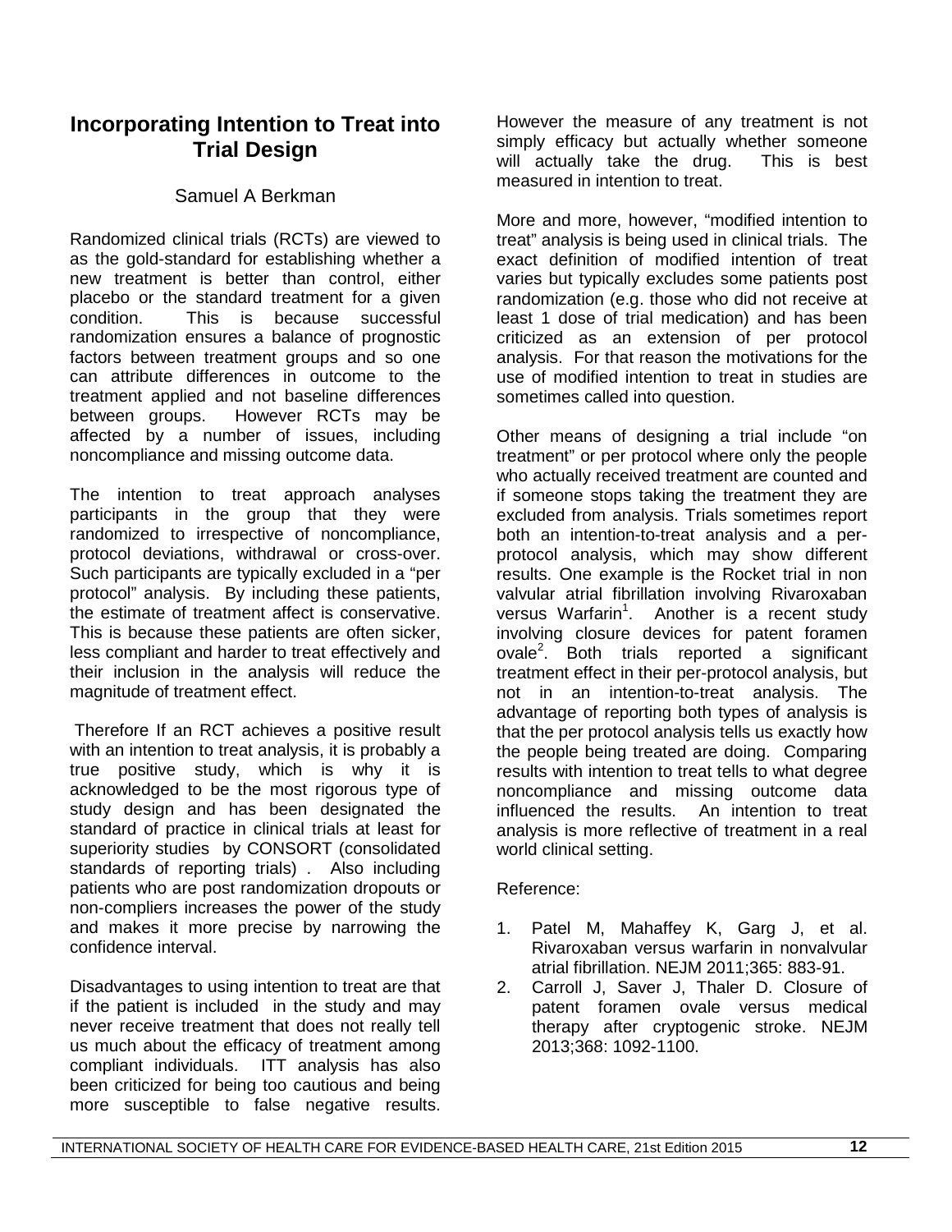# Incorporating Intention to Treat into Trial Design

Samuel A Berkman

Randomized clinical trials (RCTs) are viewed to as the gold-standard for establishing whether a new treatment is better than control, either placebo or the standard treatment for a given condition. This is because successful randomization ensures a balance of prognostic factors between treatment groups and so one can attribute differences in outcome to the treatment applied and not baseline differences between groups. However RCTs may be affected by a number of issues, including noncompliance and missing outcome data.

The intention to treat approach analyses participants in the group that they were randomized to irrespective of noncompliance, protocol deviations, withdrawal or cross-over. Such participants are typically excluded in a "per protocol" analysis. By including these patients, the estimate of treatment affect is conservative. This is because these patients are often sicker, less compliant and harder to treat effectively and their inclusion in the analysis will reduce the magnitude of treatment effect.

Therefore If an RCT achieves a positive result with an intention to treat analysis, it is probably a true positive study, which is why it is acknowledged to be the most rigorous type of study design and has been designated the standard of practice in clinical trials at least for superiority studies by CONSORT (consolidated standards of reporting trials) . Also including patients who are post randomization dropouts or non-compliers increases the power of the study and makes it more precise by narrowing the confidence interval.

Disadvantages to using intention to treat are that if the patient is included in the study and may never receive treatment that does not really tell us much about the efficacy of treatment among compliant individuals. ITT analysis has also been criticized for being too cautious and being more susceptible to false negative results. However the measure of any treatment is not simply efficacy but actually whether someone will actually take the drug. This is best measured in intention to treat.

More and more, however, "modified intention to treat" analysis is being used in clinical trials. The exact definition of modified intention of treat varies but typically excludes some patients post randomization (e.g. those who did not receive at least 1 dose of trial medication) and has been criticized as an extension of per protocol analysis. For that reason the motivations for the use of modified intention to treat in studies are sometimes called into question.

Other means of designing a trial include "on treatment" or per protocol where only the people who actually received treatment are counted and if someone stops taking the treatment they are excluded from analysis. Trials sometimes report both an intention-to-treat analysis and a per-protocol analysis, which may show different results. One example is the Rocket trial in non valvular atrial fibrillation involving Rivaroxaban versus Warfarin[1]. Another is a recent study involving closure devices for patent foramen ovale[2]. Both trials reported a significant treatment effect in their per-protocol analysis, but not in an intention-to-treat analysis. The advantage of reporting both types of analysis is that the per protocol analysis tells us exactly how the people being treated are doing. Comparing results with intention to treat tells to what degree noncompliance and missing outcome data influenced the results. An intention to treat analysis is more reflective of treatment in a real world clinical setting.

Reference:

1. Patel M, Mahaffey K, Garg J, et al. Rivaroxaban versus warfarin in nonvalvular atrial fibrillation. NEJM 2011;365: 883-91.
2. Carroll J, Saver J, Thaler D. Closure of patent foramen ovale versus medical therapy after cryptogenic stroke. NEJM 2013;368: 1092-1100.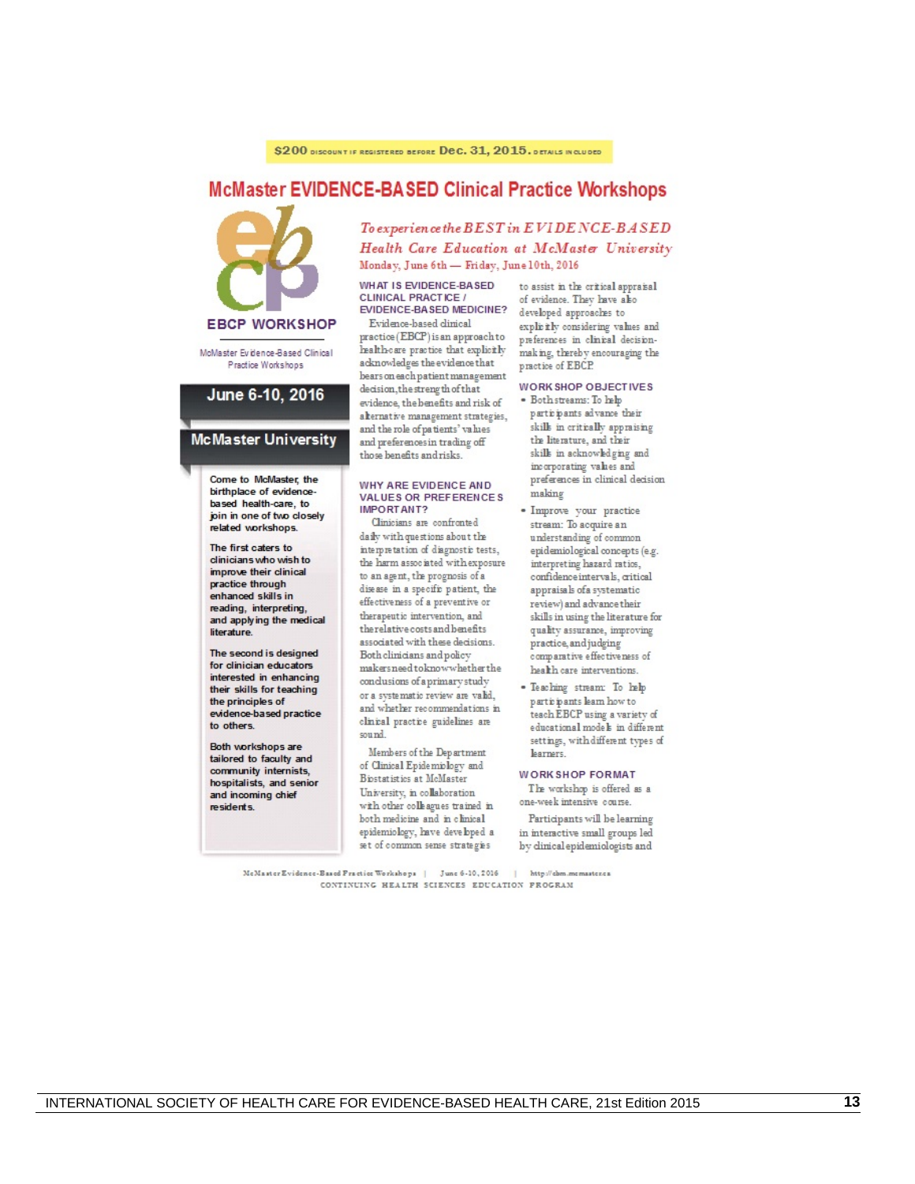$200 DISCOUNT IF REGISTERED BEFORE Dec. 31, 2015. DETAILS INCLUDED

# McMaster EVIDENCE-BASED Clinical Practice Workshops

**EBCP WORKSHOP**

McMaster Evidence-Based Clinical Practice Workshops

**June 6-10, 2016**

**McMaster University**

Come to McMaster, the birthplace of evidence-based health-care, to join in one of two closely related workshops.

The first caters to clinicians who wish to improve their clinical practice through enhanced skills in reading, interpreting, and applying the medical literature.

The second is designed for clinician educators interested in enhancing their skills for teaching the principles of evidence-based practice to others.

Both workshops are tailored to faculty and community internists, hospitalists, and senior and incoming chief residents.

*To experience the BEST in EVIDENCE-BASED Health Care Education at McMaster University*

Monday, June 6th — Friday, June 10th, 2016

## WHAT IS EVIDENCE-BASED CLINICAL PRACTICE / EVIDENCE-BASED MEDICINE?

Evidence-based clinical practice (EBCP) is an approach to health-care practice that explicitly acknowledges the evidence that bears on each patient management decision, the strength of that evidence, the benefits and risk of alternative management strategies, and the role of patients' values and preferences in trading off those benefits and risks.

## WHY ARE EVIDENCE AND VALUES OR PREFERENCES IMPORTANT?

Clinicians are confronted daily with questions about the interpretation of diagnostic tests, the harm associated with exposure to an agent, the prognosis of a disease in a specific patient, the effectiveness of a preventive or therapeutic intervention, and the relative costs and benefits associated with these decisions. Both clinicians and policy makers need to know whether the conclusions of a primary study or a systematic review are valid, and whether recommendations in clinical practice guidelines are sound.

Members of the Department of Clinical Epidemiology and Biostatistics at McMaster University, in collaboration with other colleagues trained in both medicine and in clinical epidemiology, have developed a set of common sense strategies to assist in the critical appraisal of evidence. They have also developed approaches to explicitly considering values and preferences in clinical decision-making, thereby encouraging the practice of EBCP.

## WORKSHOP OBJECTIVES

- Both streams: To help participants advance their skills in critically appraising the literature, and their skills in acknowledging and incorporating values and preferences in clinical decision making
- Improve your practice stream: To acquire an understanding of common epidemiological concepts (e.g. interpreting hazard ratios, confidence intervals, critical appraisals of a systematic review) and advance their skills in using the literature for quality assurance, improving practice, and judging comparative effectiveness of health care interventions.
- Teaching stream: To help participants learn how to teach EBCP using a variety of educational models in different settings, with different types of learners.

## WORKSHOP FORMAT

The workshop is offered as a one-week intensive course.

Participants will be learning in interactive small groups led by clinical epidemiologists and

McMaster Evidence-Based Practice Workshops | June 6-10, 2016 | http://ebm.mcmaster.ca
CONTINUING HEALTH SCIENCES EDUCATION PROGRAM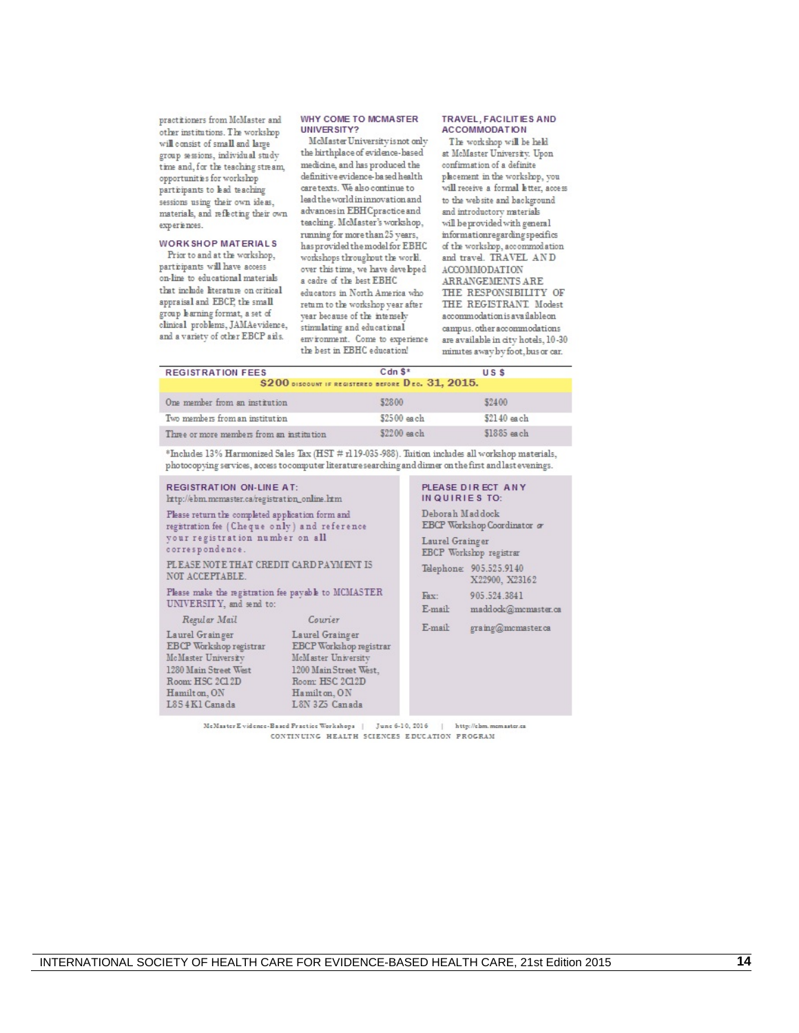practitioners from McMaster and other institutions. The workshop will consist of small and large group sessions, individual study time and, for the teaching stream, opportunities for workshop participants to lead teaching sessions using their own ideas, materials, and reflecting their own experiences.

### WORKSHOP MATERIALS

Prior to and at the workshop, participants will have access on-line to educational materials that include literature on critical appraisal and EBCP, the small group learning format, a set of clinical problems, JAMAevidence, and a variety of other EBCP aids.

### WHY COME TO MCMASTER UNIVERSITY?

McMaster University is not only the birthplace of evidence-based medicine, and has produced the definitive evidence-based health care texts. We also continue to lead the world in innovation and advances in EBHC practice and teaching. McMaster's workshop, running for more than 25 years, has provided the model for EBHC workshops throughout the world. over this time, we have developed a cadre of the best EBHC educators in North America who return to the workshop year after year because of the intensely stimulating and educational environment. Come to experience the best in EBHC education!

### TRAVEL, FACILITIES AND ACCOMMODATION

The workshop will be held at McMaster University. Upon confirmation of a definite placement in the workshop, you will receive a formal letter, access to the website and background and introductory materials will be provided with general information regarding specifics of the workshop, accommodation and travel. TRAVEL AND ACCOMMODATION ARRANGEMENTS ARE THE RESPONSIBILITY OF THE REGISTRANT. Modest accommodation is available on campus. other accommodations are available in city hotels, 10-30 minutes away by foot, bus or car.

| REGISTRATION FEES | Cdn $* | US $ |
|---|---|---|
| **$200 DISCOUNT IF REGISTERED BEFORE Dec. 31, 2015.** | | |
| One member from an institution | $2800 | $2400 |
| Two members from an institution | $2500 each | $2140 each |
| Three or more members from an institution | $2200 each | $1885 each |

*Includes 13% Harmonized Sales Tax (HST # r119-035-988). Tuition includes all workshop materials, photocopying services, access to computer literature searching and dinner on the first and last evenings.

### REGISTRATION ON-LINE AT:

http://ebm.mcmaster.ca/registration_online.htm

Please return the completed application form and registration fee (Cheque only) and reference your registration number on all correspondence.

PLEASE NOTE THAT CREDIT CARD PAYMENT IS NOT ACCEPTABLE.

Please make the registration fee payable to MCMASTER UNIVERSITY, and send to:

*Regular Mail*

Laurel Grainger
EBCP Workshop registrar
McMaster University
1280 Main Street West
Room: HSC 2C12D
Hamilton, ON
L8S 4K1 Canada

*Courier*

Laurel Grainger
EBCP Workshop registrar
McMaster University
1200 Main Street West,
Room: HSC 2C12D
Hamilton, ON
L8N 3Z5 Canada

### PLEASE DIRECT ANY INQUIRIES TO:

Deborah Maddock
EBCP Workshop Coordinator *or*

Laurel Grainger
EBCP Workshop registrar

Telephone: 905.525.9140 X22900, X23162

Fax: 905.524.3841

E-mail: maddock@mcmaster.ca

E-mail: graing@mcmaster.ca

McMaster Evidence-Based Practice Workshops | June 6-10, 2016 | http://ebm.mcmaster.ca
CONTINUING HEALTH SCIENCES EDUCATION PROGRAM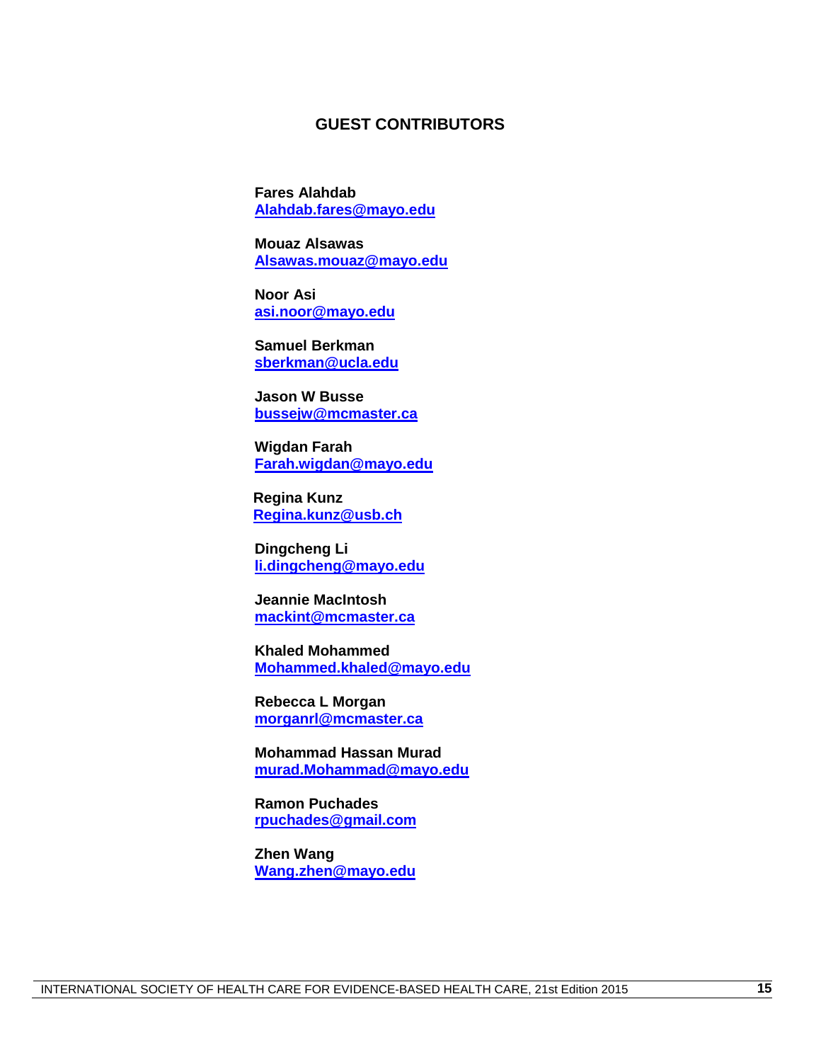# GUEST CONTRIBUTORS

**Fares Alahdab**
**Alahdab.fares@mayo.edu**

**Mouaz Alsawas**
**Alsawas.mouaz@mayo.edu**

**Noor Asi**
**asi.noor@mayo.edu**

**Samuel Berkman**
**sberkman@ucla.edu**

**Jason W Busse**
**bussejw@mcmaster.ca**

**Wigdan Farah**
**Farah.wigdan@mayo.edu**

**Regina Kunz**
**Regina.kunz@usb.ch**

**Dingcheng Li**
**li.dingcheng@mayo.edu**

**Jeannie MacIntosh**
**mackint@mcmaster.ca**

**Khaled Mohammed**
**Mohammed.khaled@mayo.edu**

**Rebecca L Morgan**
**morganrl@mcmaster.ca**

**Mohammad Hassan Murad**
**murad.Mohammad@mayo.edu**

**Ramon Puchades**
**rpuchades@gmail.com**

**Zhen Wang**
**Wang.zhen@mayo.edu**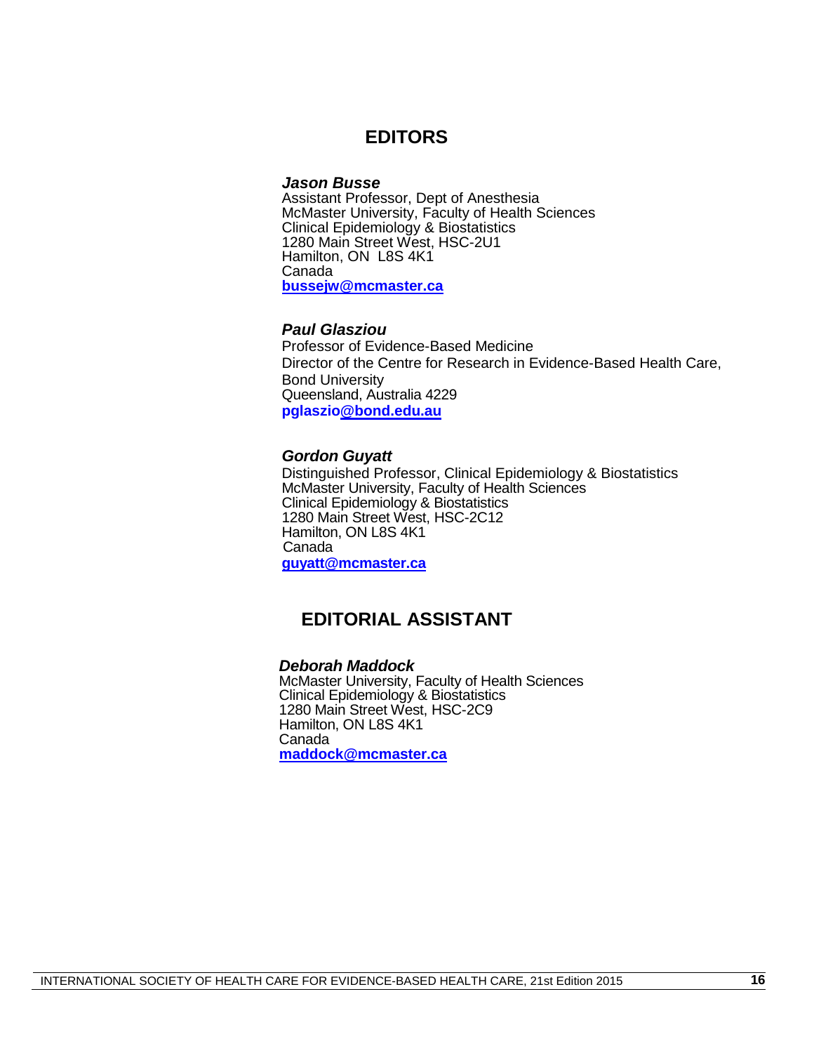# EDITORS

***Jason Busse***
Assistant Professor, Dept of Anesthesia
McMaster University, Faculty of Health Sciences
Clinical Epidemiology & Biostatistics
1280 Main Street West, HSC-2U1
Hamilton, ON  L8S 4K1
Canada
**bussejw@mcmaster.ca**

***Paul Glasziou***
Professor of Evidence-Based Medicine
Director of the Centre for Research in Evidence-Based Health Care,
Bond University
Queensland, Australia 4229
**pglaszio@bond.edu.au**

***Gordon Guyatt***
Distinguished Professor, Clinical Epidemiology & Biostatistics
McMaster University, Faculty of Health Sciences
Clinical Epidemiology & Biostatistics
1280 Main Street West, HSC-2C12
Hamilton, ON L8S 4K1
Canada
**guyatt@mcmaster.ca**

# EDITORIAL ASSISTANT

***Deborah Maddock***
McMaster University, Faculty of Health Sciences
Clinical Epidemiology & Biostatistics
1280 Main Street West, HSC-2C9
Hamilton, ON L8S 4K1
Canada
**maddock@mcmaster.ca**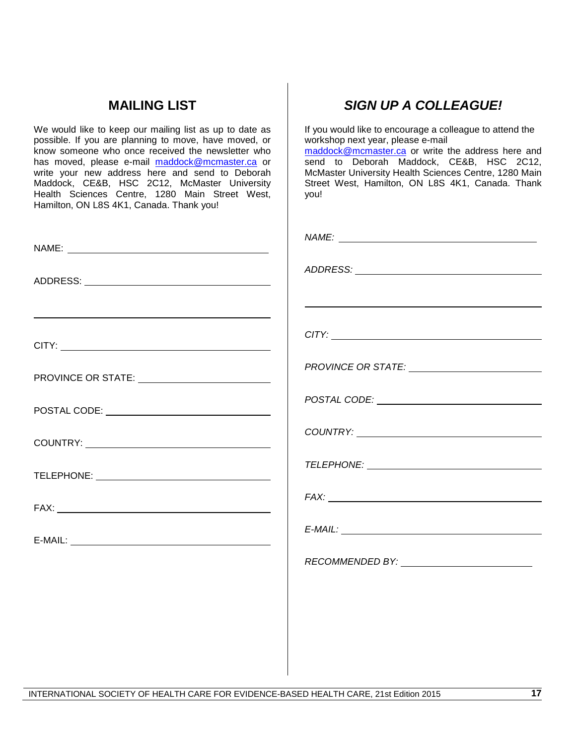## MAILING LIST

We would like to keep our mailing list as up to date as possible. If you are planning to move, have moved, or know someone who once received the newsletter who has moved, please e-mail maddock@mcmaster.ca or write your new address here and send to Deborah Maddock, CE&B, HSC 2C12, McMaster University Health Sciences Centre, 1280 Main Street West, Hamilton, ON L8S 4K1, Canada. Thank you!

NAME: ______________________________

ADDRESS: ______________________________

______________________________

CITY: ______________________________

PROVINCE OR STATE: ______________________________

POSTAL CODE: ______________________________

COUNTRY: ______________________________

TELEPHONE: ______________________________

FAX: ______________________________

E-MAIL: ______________________________

## *SIGN UP A COLLEAGUE!*

If you would like to encourage a colleague to attend the workshop next year, please e-mail maddock@mcmaster.ca or write the address here and send to Deborah Maddock, CE&B, HSC 2C12, McMaster University Health Sciences Centre, 1280 Main Street West, Hamilton, ON L8S 4K1, Canada. Thank you!

*NAME:* ______________________________

*ADDRESS:* ______________________________

______________________________

*CITY:* ______________________________

*PROVINCE OR STATE:* ______________________________

*POSTAL CODE:* ______________________________

*COUNTRY:* ______________________________

*TELEPHONE:* ______________________________

*FAX:* ______________________________

*E-MAIL:* ______________________________

*RECOMMENDED BY:* ______________________________